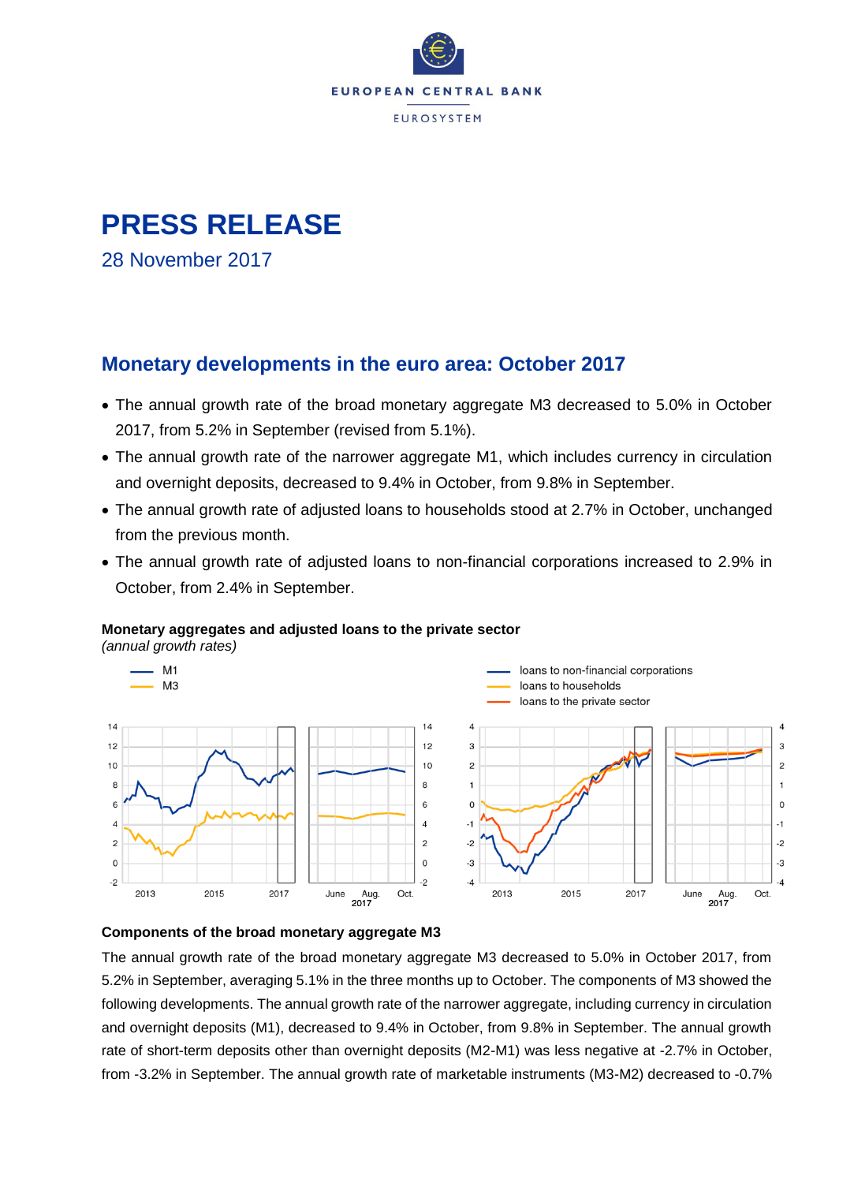EUROPEAN CENTRAL BANK

EUROSYSTEM

# PRESS RELEASE

28 November 2017

## Monetary developments in the euro area: October 2017

- The annual growth rate of the broad monetary aggregate M3 decreased to 5.0% in October 2017, from 5.2% in September (revised from 5.1%).
- The annual growth rate of the narrower aggregate M1, which includes currency in circulation and overnight deposits, decreased to 9.4% in October, from 9.8% in September.
- The annual growth rate of adjusted loans to households stood at 2.7% in October, unchanged from the previous month.
- The annual growth rate of adjusted loans to non-financial corporations increased to 2.9% in October, from 2.4% in September.

**Monetary aggregates and adjusted loans to the private sector**
*(annual growth rates)*

### Components of the broad monetary aggregate M3

The annual growth rate of the broad monetary aggregate M3 decreased to 5.0% in October 2017, from 5.2% in September, averaging 5.1% in the three months up to October. The components of M3 showed the following developments. The annual growth rate of the narrower aggregate, including currency in circulation and overnight deposits (M1), decreased to 9.4% in October, from 9.8% in September. The annual growth rate of short-term deposits other than overnight deposits (M2-M1) was less negative at -2.7% in October, from -3.2% in September. The annual growth rate of marketable instruments (M3-M2) decreased to -0.7%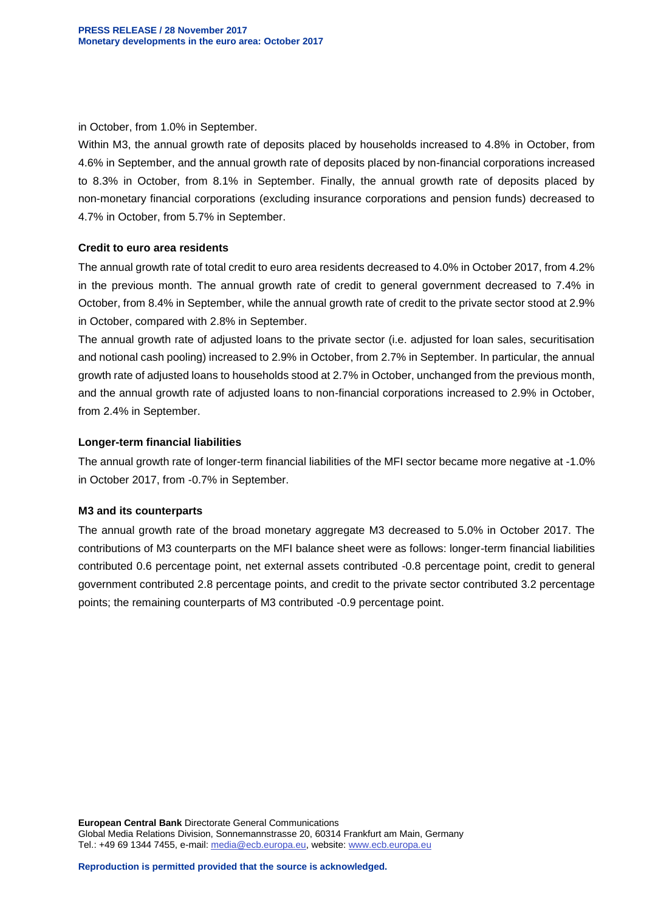in October, from 1.0% in September.

Within M3, the annual growth rate of deposits placed by households increased to 4.8% in October, from 4.6% in September, and the annual growth rate of deposits placed by non-financial corporations increased to 8.3% in October, from 8.1% in September. Finally, the annual growth rate of deposits placed by non-monetary financial corporations (excluding insurance corporations and pension funds) decreased to 4.7% in October, from 5.7% in September.

### Credit to euro area residents

The annual growth rate of total credit to euro area residents decreased to 4.0% in October 2017, from 4.2% in the previous month. The annual growth rate of credit to general government decreased to 7.4% in October, from 8.4% in September, while the annual growth rate of credit to the private sector stood at 2.9% in October, compared with 2.8% in September.

The annual growth rate of adjusted loans to the private sector (i.e. adjusted for loan sales, securitisation and notional cash pooling) increased to 2.9% in October, from 2.7% in September. In particular, the annual growth rate of adjusted loans to households stood at 2.7% in October, unchanged from the previous month, and the annual growth rate of adjusted loans to non-financial corporations increased to 2.9% in October, from 2.4% in September.

### Longer-term financial liabilities

The annual growth rate of longer-term financial liabilities of the MFI sector became more negative at -1.0% in October 2017, from -0.7% in September.

### M3 and its counterparts

The annual growth rate of the broad monetary aggregate M3 decreased to 5.0% in October 2017. The contributions of M3 counterparts on the MFI balance sheet were as follows: longer-term financial liabilities contributed 0.6 percentage point, net external assets contributed -0.8 percentage point, credit to general government contributed 2.8 percentage points, and credit to the private sector contributed 3.2 percentage points; the remaining counterparts of M3 contributed -0.9 percentage point.

**European Central Bank** Directorate General Communications
Global Media Relations Division, Sonnemannstrasse 20, 60314 Frankfurt am Main, Germany
Tel.: +49 69 1344 7455, e-mail: media@ecb.europa.eu, website: www.ecb.europa.eu

**Reproduction is permitted provided that the source is acknowledged.**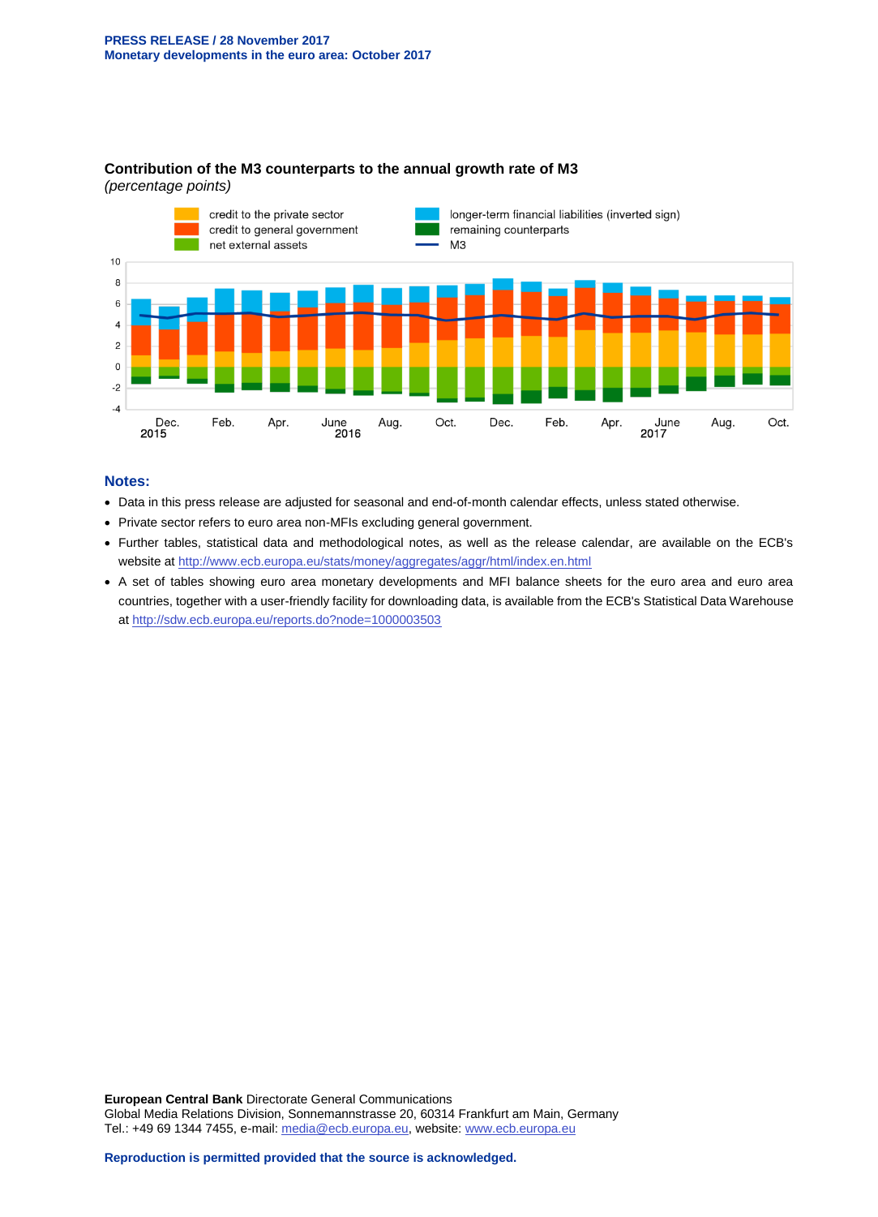**Contribution of the M3 counterparts to the annual growth rate of M3**
*(percentage points)*

## Notes:

- Data in this press release are adjusted for seasonal and end-of-month calendar effects, unless stated otherwise.
- Private sector refers to euro area non-MFIs excluding general government.
- Further tables, statistical data and methodological notes, as well as the release calendar, are available on the ECB's website at http://www.ecb.europa.eu/stats/money/aggregates/aggr/html/index.en.html
- A set of tables showing euro area monetary developments and MFI balance sheets for the euro area and euro area countries, together with a user-friendly facility for downloading data, is available from the ECB's Statistical Data Warehouse at http://sdw.ecb.europa.eu/reports.do?node=1000003503

**European Central Bank** Directorate General Communications
Global Media Relations Division, Sonnemannstrasse 20, 60314 Frankfurt am Main, Germany
Tel.: +49 69 1344 7455, e-mail: media@ecb.europa.eu, website: www.ecb.europa.eu

**Reproduction is permitted provided that the source is acknowledged.**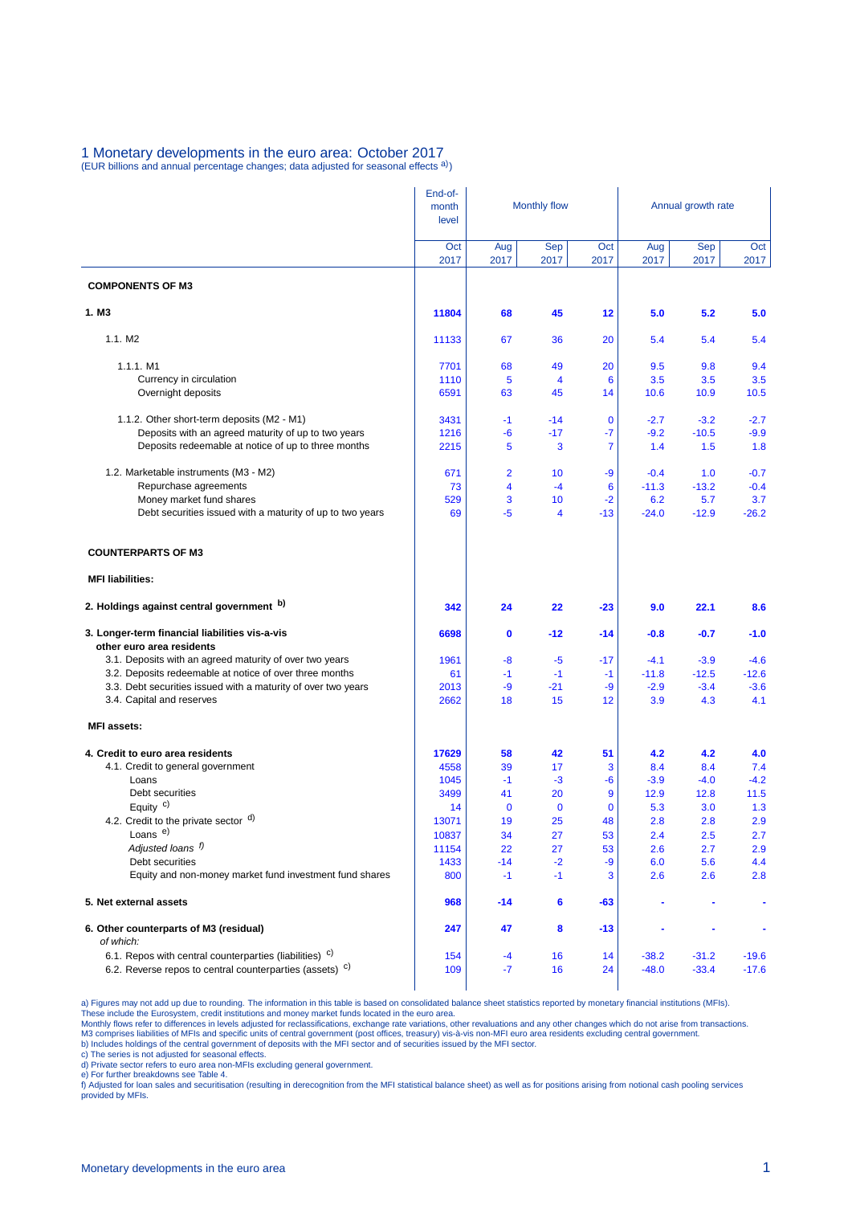## 1 Monetary developments in the euro area: October 2017

(EUR billions and annual percentage changes; data adjusted for seasonal effects [a)])

| | End-of-month level | Monthly flow | | | Annual growth rate | | |
|---|---|---|---|---|---|---|---|
| | Oct 2017 | Aug 2017 | Sep 2017 | Oct 2017 | Aug 2017 | Sep 2017 | Oct 2017 |
| **COMPONENTS OF M3** | | | | | | | |
| **1. M3** | **11804** | **68** | **45** | **12** | **5.0** | **5.2** | **5.0** |
| 1.1. M2 | 11133 | 67 | 36 | 20 | 5.4 | 5.4 | 5.4 |
| 1.1.1. M1 | 7701 | 68 | 49 | 20 | 9.5 | 9.8 | 9.4 |
| Currency in circulation | 1110 | 5 | 4 | 6 | 3.5 | 3.5 | 3.5 |
| Overnight deposits | 6591 | 63 | 45 | 14 | 10.6 | 10.9 | 10.5 |
| 1.1.2. Other short-term deposits (M2 - M1) | 3431 | -1 | -14 | 0 | -2.7 | -3.2 | -2.7 |
| Deposits with an agreed maturity of up to two years | 1216 | -6 | -17 | -7 | -9.2 | -10.5 | -9.9 |
| Deposits redeemable at notice of up to three months | 2215 | 5 | 3 | 7 | 1.4 | 1.5 | 1.8 |
| 1.2. Marketable instruments (M3 - M2) | 671 | 2 | 10 | -9 | -0.4 | 1.0 | -0.7 |
| Repurchase agreements | 73 | 4 | -4 | 6 | -11.3 | -13.2 | -0.4 |
| Money market fund shares | 529 | 3 | 10 | -2 | 6.2 | 5.7 | 3.7 |
| Debt securities issued with a maturity of up to two years | 69 | -5 | 4 | -13 | -24.0 | -12.9 | -26.2 |
| **COUNTERPARTS OF M3** | | | | | | | |
| **MFI liabilities:** | | | | | | | |
| **2. Holdings against central government [b)]** | **342** | **24** | **22** | **-23** | **9.0** | **22.1** | **8.6** |
| **3. Longer-term financial liabilities vis-a-vis other euro area residents** | **6698** | **0** | **-12** | **-14** | **-0.8** | **-0.7** | **-1.0** |
| 3.1. Deposits with an agreed maturity of over two years | 1961 | -8 | -5 | -17 | -4.1 | -3.9 | -4.6 |
| 3.2. Deposits redeemable at notice of over three months | 61 | -1 | -1 | -1 | -11.8 | -12.5 | -12.6 |
| 3.3. Debt securities issued with a maturity of over two years | 2013 | -9 | -21 | -9 | -2.9 | -3.4 | -3.6 |
| 3.4. Capital and reserves | 2662 | 18 | 15 | 12 | 3.9 | 4.3 | 4.1 |
| **MFI assets:** | | | | | | | |
| **4. Credit to euro area residents** | **17629** | **58** | **42** | **51** | **4.2** | **4.2** | **4.0** |
| 4.1. Credit to general government | 4558 | 39 | 17 | 3 | 8.4 | 8.4 | 7.4 |
| Loans | 1045 | -1 | -3 | -6 | -3.9 | -4.0 | -4.2 |
| Debt securities | 3499 | 41 | 20 | 9 | 12.9 | 12.8 | 11.5 |
| Equity [c)] | 14 | 0 | 0 | 0 | 5.3 | 3.0 | 1.3 |
| 4.2. Credit to the private sector [d)] | 13071 | 19 | 25 | 48 | 2.8 | 2.8 | 2.9 |
| Loans [e)] | 10837 | 34 | 27 | 53 | 2.4 | 2.5 | 2.7 |
| *Adjusted loans [f)]* | 11154 | 22 | 27 | 53 | 2.6 | 2.7 | 2.9 |
| Debt securities | 1433 | -14 | -2 | -9 | 6.0 | 5.6 | 4.4 |
| Equity and non-money market fund investment fund shares | 800 | -1 | -1 | 3 | 2.6 | 2.6 | 2.8 |
| **5. Net external assets** | **968** | **-14** | **6** | **-63** | **-** | **-** | **-** |
| **6. Other counterparts of M3 (residual)** *of which:* | **247** | **47** | **8** | **-13** | **-** | **-** | **-** |
| 6.1. Repos with central counterparties (liabilities) [c)] | 154 | -4 | 16 | 14 | -38.2 | -31.2 | -19.6 |
| 6.2. Reverse repos to central counterparties (assets) [c)] | 109 | -7 | 16 | 24 | -48.0 | -33.4 | -17.6 |

a) Figures may not add up due to rounding. The information in this table is based on consolidated balance sheet statistics reported by monetary financial institutions (MFIs). These include the Eurosystem, credit institutions and money market funds located in the euro area.
Monthly flows refer to differences in levels adjusted for reclassifications, exchange rate variations, other revaluations and any other changes which do not arise from transactions.
M3 comprises liabilities of MFIs and specific units of central government (post offices, treasury) vis-à-vis non-MFI euro area residents excluding central government.
b) Includes holdings of the central government of deposits with the MFI sector and of securities issued by the MFI sector.
c) The series is not adjusted for seasonal effects.
d) Private sector refers to euro area non-MFIs excluding general government.
e) For further breakdowns see Table 4.
f) Adjusted for loan sales and securitisation (resulting in derecognition from the MFI statistical balance sheet) as well as for positions arising from notional cash pooling services provided by MFIs.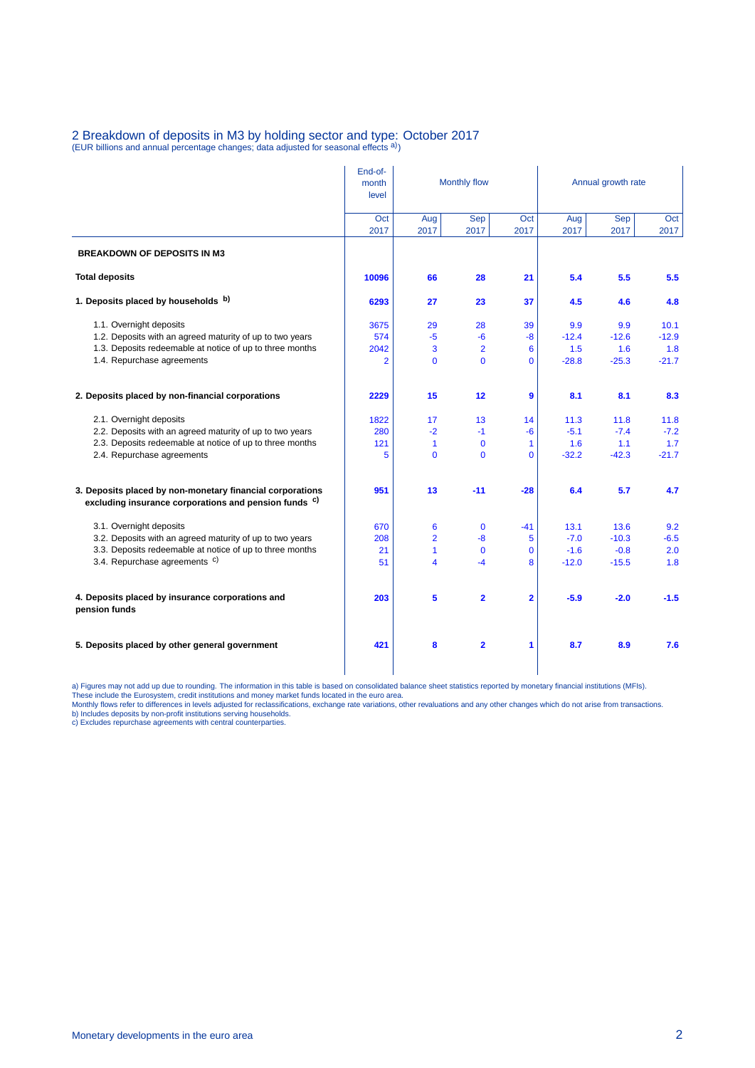## 2 Breakdown of deposits in M3 by holding sector and type: October 2017

(EUR billions and annual percentage changes; data adjusted for seasonal effects [a])

| | End-of-month level | Monthly flow | | | Annual growth rate | | |
|---|---|---|---|---|---|---|---|
| | Oct 2017 | Aug 2017 | Sep 2017 | Oct 2017 | Aug 2017 | Sep 2017 | Oct 2017 |
| **BREAKDOWN OF DEPOSITS IN M3** | | | | | | | |
| **Total deposits** | **10096** | **66** | **28** | **21** | **5.4** | **5.5** | **5.5** |
| **1. Deposits placed by households [b]** | **6293** | **27** | **23** | **37** | **4.5** | **4.6** | **4.8** |
| 1.1. Overnight deposits | 3675 | 29 | 28 | 39 | 9.9 | 9.9 | 10.1 |
| 1.2. Deposits with an agreed maturity of up to two years | 574 | -5 | -6 | -8 | -12.4 | -12.6 | -12.9 |
| 1.3. Deposits redeemable at notice of up to three months | 2042 | 3 | 2 | 6 | 1.5 | 1.6 | 1.8 |
| 1.4. Repurchase agreements | 2 | 0 | 0 | 0 | -28.8 | -25.3 | -21.7 |
| **2. Deposits placed by non-financial corporations** | **2229** | **15** | **12** | **9** | **8.1** | **8.1** | **8.3** |
| 2.1. Overnight deposits | 1822 | 17 | 13 | 14 | 11.3 | 11.8 | 11.8 |
| 2.2. Deposits with an agreed maturity of up to two years | 280 | -2 | -1 | -6 | -5.1 | -7.4 | -7.2 |
| 2.3. Deposits redeemable at notice of up to three months | 121 | 1 | 0 | 1 | 1.6 | 1.1 | 1.7 |
| 2.4. Repurchase agreements | 5 | 0 | 0 | 0 | -32.2 | -42.3 | -21.7 |
| **3. Deposits placed by non-monetary financial corporations excluding insurance corporations and pension funds [c]** | **951** | **13** | **-11** | **-28** | **6.4** | **5.7** | **4.7** |
| 3.1. Overnight deposits | 670 | 6 | 0 | -41 | 13.1 | 13.6 | 9.2 |
| 3.2. Deposits with an agreed maturity of up to two years | 208 | 2 | -8 | 5 | -7.0 | -10.3 | -6.5 |
| 3.3. Deposits redeemable at notice of up to three months | 21 | 1 | 0 | 0 | -1.6 | -0.8 | 2.0 |
| 3.4. Repurchase agreements [c] | 51 | 4 | -4 | 8 | -12.0 | -15.5 | 1.8 |
| **4. Deposits placed by insurance corporations and pension funds** | **203** | **5** | **2** | **2** | **-5.9** | **-2.0** | **-1.5** |
| **5. Deposits placed by other general government** | **421** | **8** | **2** | **1** | **8.7** | **8.9** | **7.6** |

a) Figures may not add up due to rounding. The information in this table is based on consolidated balance sheet statistics reported by monetary financial institutions (MFIs). These include the Eurosystem, credit institutions and money market funds located in the euro area.
Monthly flows refer to differences in levels adjusted for reclassifications, exchange rate variations, other revaluations and any other changes which do not arise from transactions.
b) Includes deposits by non-profit institutions serving households.
c) Excludes repurchase agreements with central counterparties.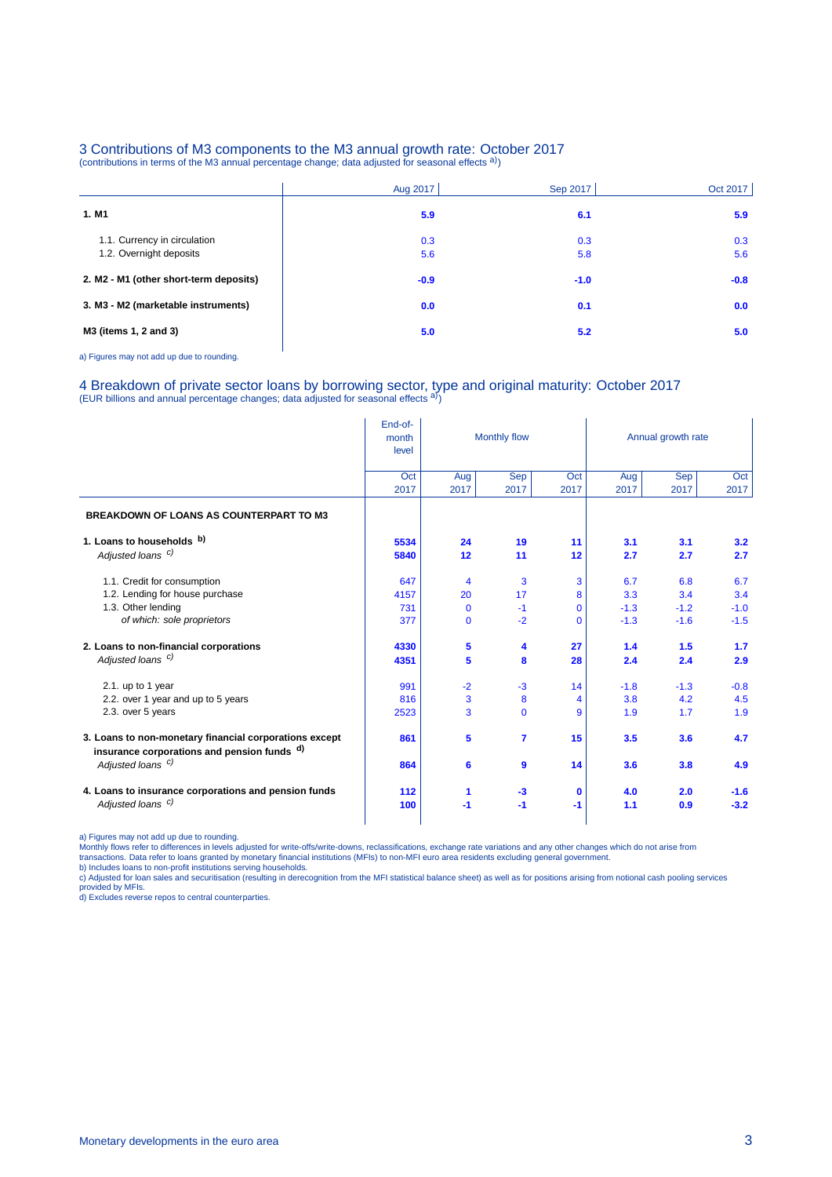## 3 Contributions of M3 components to the M3 annual growth rate: October 2017

(contributions in terms of the M3 annual percentage change; data adjusted for seasonal effects [a)])

| | Aug 2017 | Sep 2017 | Oct 2017 |
|---|---|---|---|
| **1. M1** | **5.9** | **6.1** | **5.9** |
| 1.1. Currency in circulation | 0.3 | 0.3 | 0.3 |
| 1.2. Overnight deposits | 5.6 | 5.8 | 5.6 |
| **2. M2 - M1 (other short-term deposits)** | **-0.9** | **-1.0** | **-0.8** |
| **3. M3 - M2 (marketable instruments)** | **0.0** | **0.1** | **0.0** |
| **M3 (items 1, 2 and 3)** | **5.0** | **5.2** | **5.0** |

a) Figures may not add up due to rounding.

## 4 Breakdown of private sector loans by borrowing sector, type and original maturity: October 2017

(EUR billions and annual percentage changes; data adjusted for seasonal effects [a)])

| | End-of-month level | Monthly flow | | | Annual growth rate | | |
|---|---|---|---|---|---|---|---|
| | Oct 2017 | Aug 2017 | Sep 2017 | Oct 2017 | Aug 2017 | Sep 2017 | Oct 2017 |
| **BREAKDOWN OF LOANS AS COUNTERPART TO M3** | | | | | | | |
| **1. Loans to households [b)]** | **5534** | **24** | **19** | **11** | **3.1** | **3.1** | **3.2** |
| *Adjusted loans [c)]* | **5840** | **12** | **11** | **12** | **2.7** | **2.7** | **2.7** |
| 1.1. Credit for consumption | 647 | 4 | 3 | 3 | 6.7 | 6.8 | 6.7 |
| 1.2. Lending for house purchase | 4157 | 20 | 17 | 8 | 3.3 | 3.4 | 3.4 |
| 1.3. Other lending | 731 | 0 | -1 | 0 | -1.3 | -1.2 | -1.0 |
| *of which: sole proprietors* | 377 | 0 | -2 | 0 | -1.3 | -1.6 | -1.5 |
| **2. Loans to non-financial corporations** | **4330** | **5** | **4** | **27** | **1.4** | **1.5** | **1.7** |
| *Adjusted loans [c)]* | **4351** | **5** | **8** | **28** | **2.4** | **2.4** | **2.9** |
| 2.1. up to 1 year | 991 | -2 | -3 | 14 | -1.8 | -1.3 | -0.8 |
| 2.2. over 1 year and up to 5 years | 816 | 3 | 8 | 4 | 3.8 | 4.2 | 4.5 |
| 2.3. over 5 years | 2523 | 3 | 0 | 9 | 1.9 | 1.7 | 1.9 |
| **3. Loans to non-monetary financial corporations except insurance corporations and pension funds [d)]** | **861** | **5** | **7** | **15** | **3.5** | **3.6** | **4.7** |
| *Adjusted loans [c)]* | **864** | **6** | **9** | **14** | **3.6** | **3.8** | **4.9** |
| **4. Loans to insurance corporations and pension funds** | **112** | **1** | **-3** | **0** | **4.0** | **2.0** | **-1.6** |
| *Adjusted loans [c)]* | **100** | **-1** | **-1** | **-1** | **1.1** | **0.9** | **-3.2** |

a) Figures may not add up due to rounding.
Monthly flows refer to differences in levels adjusted for write-offs/write-downs, reclassifications, exchange rate variations and any other changes which do not arise from transactions. Data refer to loans granted by monetary financial institutions (MFIs) to non-MFI euro area residents excluding general government.
b) Includes loans to non-profit institutions serving households.
c) Adjusted for loan sales and securitisation (resulting in derecognition from the MFI statistical balance sheet) as well as for positions arising from notional cash pooling services provided by MFIs.
d) Excludes reverse repos to central counterparties.